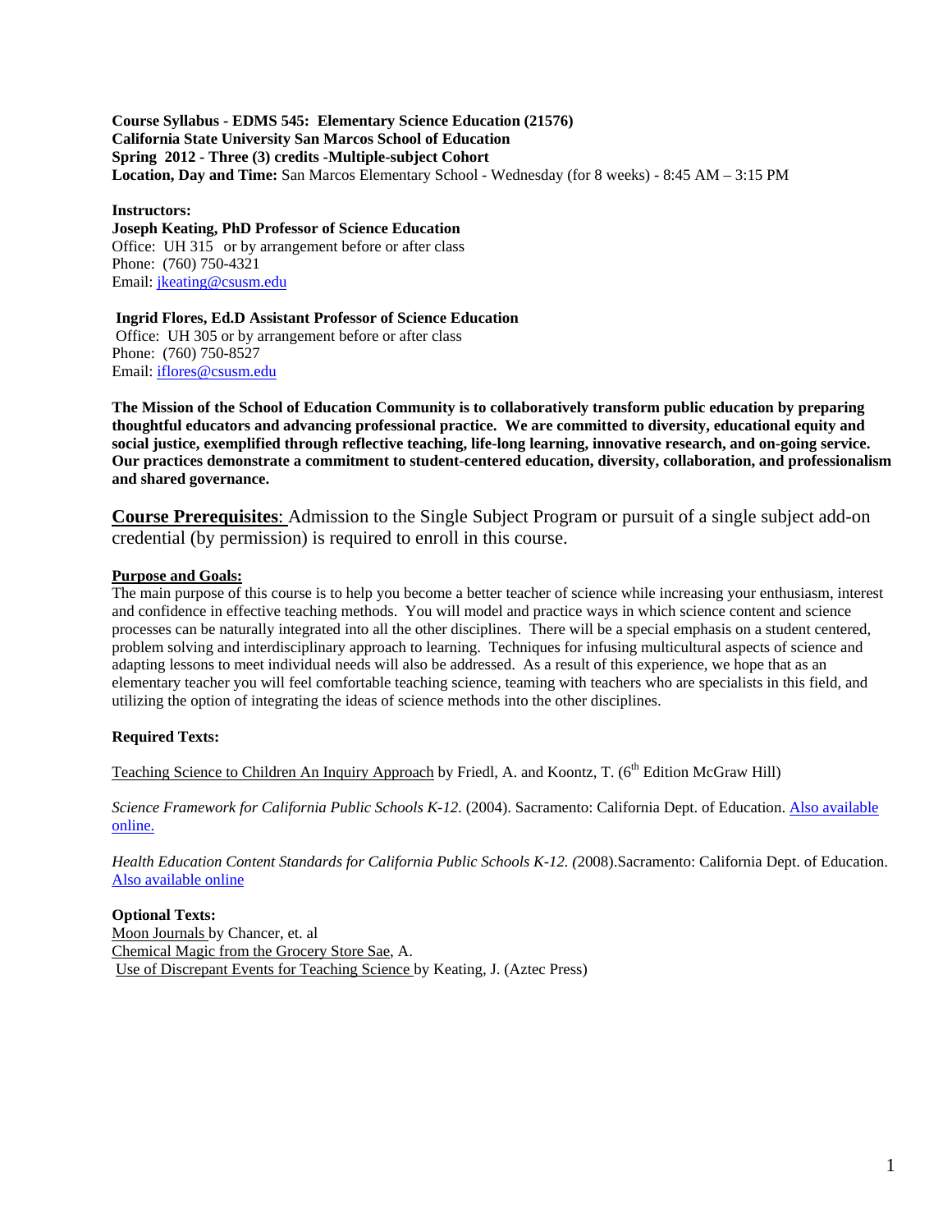**Course Syllabus - EDMS 545: Elementary Science Education (21576)**
**California State University San Marcos School of Education**
**Spring 2012 - Three (3) credits -Multiple-subject Cohort**
**Location, Day and Time:** San Marcos Elementary School - Wednesday (for 8 weeks) - 8:45 AM – 3:15 PM

**Instructors:**
**Joseph Keating, PhD Professor of Science Education**
Office: UH 315 or by arrangement before or after class
Phone: (760) 750-4321
Email: jkeating@csusm.edu

**Ingrid Flores, Ed.D Assistant Professor of Science Education**
Office: UH 305 or by arrangement before or after class
Phone: (760) 750-8527
Email: iflores@csusm.edu

**The Mission of the School of Education Community is to collaboratively transform public education by preparing thoughtful educators and advancing professional practice. We are committed to diversity, educational equity and social justice, exemplified through reflective teaching, life-long learning, innovative research, and on-going service. Our practices demonstrate a commitment to student-centered education, diversity, collaboration, and professionalism and shared governance.**

**Course Prerequisites**: Admission to the Single Subject Program or pursuit of a single subject add-on credential (by permission) is required to enroll in this course.

**Purpose and Goals:**
The main purpose of this course is to help you become a better teacher of science while increasing your enthusiasm, interest and confidence in effective teaching methods. You will model and practice ways in which science content and science processes can be naturally integrated into all the other disciplines. There will be a special emphasis on a student centered, problem solving and interdisciplinary approach to learning. Techniques for infusing multicultural aspects of science and adapting lessons to meet individual needs will also be addressed. As a result of this experience, we hope that as an elementary teacher you will feel comfortable teaching science, teaming with teachers who are specialists in this field, and utilizing the option of integrating the ideas of science methods into the other disciplines.

**Required Texts:**

Teaching Science to Children An Inquiry Approach by Friedl, A. and Koontz, T. (6th Edition McGraw Hill)

*Science Framework for California Public Schools K-12*. (2004). Sacramento: California Dept. of Education. Also available online.

*Health Education Content Standards for California Public Schools K-12. (*2008).Sacramento: California Dept. of Education. Also available online

**Optional Texts:**
Moon Journals by Chancer, et. al
Chemical Magic from the Grocery Store Sae, A.
Use of Discrepant Events for Teaching Science by Keating, J. (Aztec Press)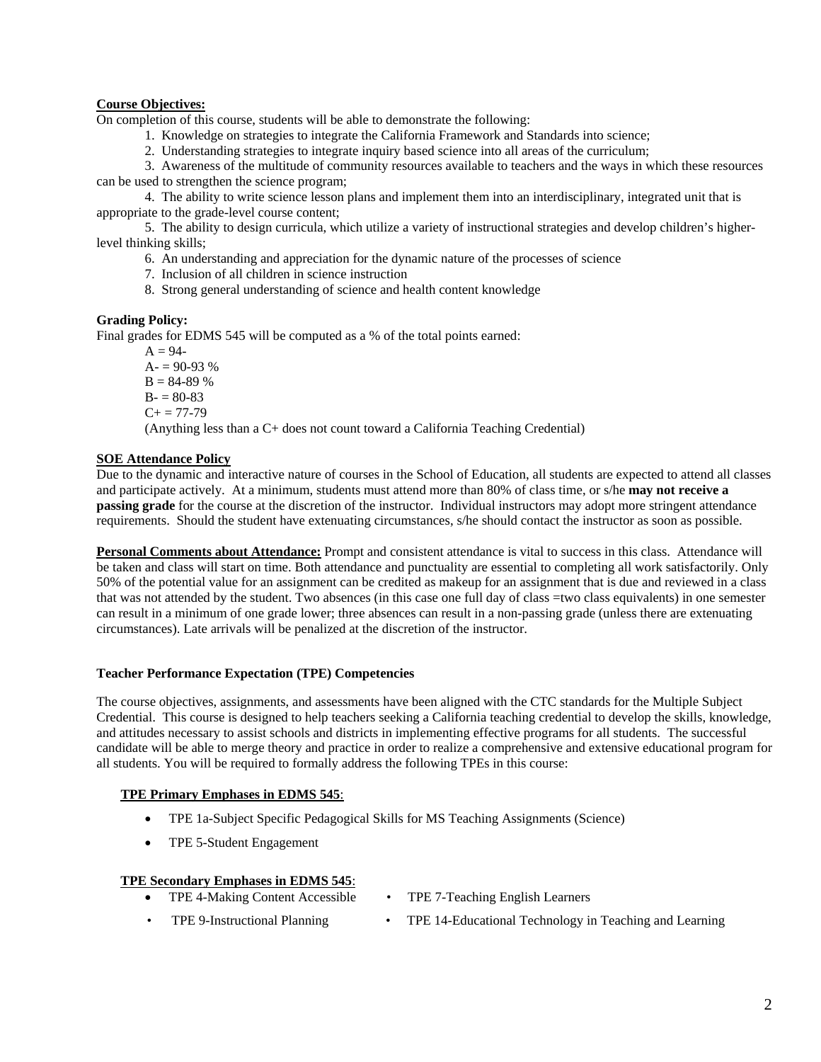**Course Objectives:**

On completion of this course, students will be able to demonstrate the following:

1. Knowledge on strategies to integrate the California Framework and Standards into science;
2. Understanding strategies to integrate inquiry based science into all areas of the curriculum;
3. Awareness of the multitude of community resources available to teachers and the ways in which these resources can be used to strengthen the science program;
4. The ability to write science lesson plans and implement them into an interdisciplinary, integrated unit that is appropriate to the grade-level course content;
5. The ability to design curricula, which utilize a variety of instructional strategies and develop children's higher-level thinking skills;
6. An understanding and appreciation for the dynamic nature of the processes of science
7. Inclusion of all children in science instruction
8. Strong general understanding of science and health content knowledge

**Grading Policy:**

Final grades for EDMS 545 will be computed as a % of the total points earned:

A = 94-
A- = 90-93 %
B = 84-89 %
B- = 80-83
C+ = 77-79
(Anything less than a C+ does not count toward a California Teaching Credential)

**SOE Attendance Policy**

Due to the dynamic and interactive nature of courses in the School of Education, all students are expected to attend all classes and participate actively. At a minimum, students must attend more than 80% of class time, or s/he **may not receive a passing grade** for the course at the discretion of the instructor. Individual instructors may adopt more stringent attendance requirements. Should the student have extenuating circumstances, s/he should contact the instructor as soon as possible.

**Personal Comments about Attendance:** Prompt and consistent attendance is vital to success in this class. Attendance will be taken and class will start on time. Both attendance and punctuality are essential to completing all work satisfactorily. Only 50% of the potential value for an assignment can be credited as makeup for an assignment that is due and reviewed in a class that was not attended by the student. Two absences (in this case one full day of class =two class equivalents) in one semester can result in a minimum of one grade lower; three absences can result in a non-passing grade (unless there are extenuating circumstances). Late arrivals will be penalized at the discretion of the instructor.

**Teacher Performance Expectation (TPE) Competencies**

The course objectives, assignments, and assessments have been aligned with the CTC standards for the Multiple Subject Credential. This course is designed to help teachers seeking a California teaching credential to develop the skills, knowledge, and attitudes necessary to assist schools and districts in implementing effective programs for all students. The successful candidate will be able to merge theory and practice in order to realize a comprehensive and extensive educational program for all students. You will be required to formally address the following TPEs in this course:

**TPE Primary Emphases in EDMS 545**:

- TPE 1a-Subject Specific Pedagogical Skills for MS Teaching Assignments (Science)
- TPE 5-Student Engagement

**TPE Secondary Emphases in EDMS 545**:

- TPE 4-Making Content Accessible
- TPE 7-Teaching English Learners
- TPE 9-Instructional Planning
- TPE 14-Educational Technology in Teaching and Learning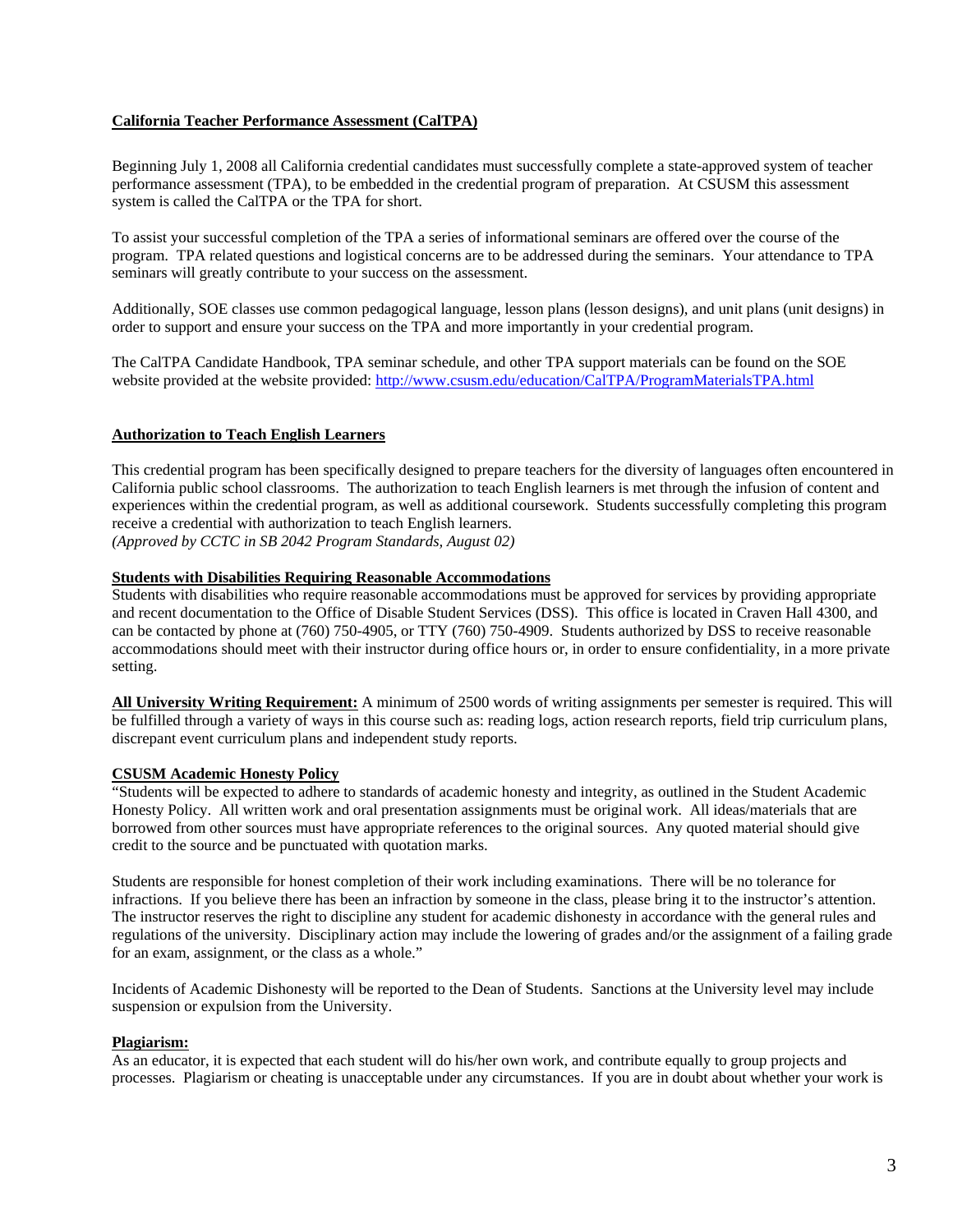**California Teacher Performance Assessment (CalTPA)**

Beginning July 1, 2008 all California credential candidates must successfully complete a state-approved system of teacher performance assessment (TPA), to be embedded in the credential program of preparation. At CSUSM this assessment system is called the CalTPA or the TPA for short.

To assist your successful completion of the TPA a series of informational seminars are offered over the course of the program. TPA related questions and logistical concerns are to be addressed during the seminars. Your attendance to TPA seminars will greatly contribute to your success on the assessment.

Additionally, SOE classes use common pedagogical language, lesson plans (lesson designs), and unit plans (unit designs) in order to support and ensure your success on the TPA and more importantly in your credential program.

The CalTPA Candidate Handbook, TPA seminar schedule, and other TPA support materials can be found on the SOE website provided at the website provided: http://www.csusm.edu/education/CalTPA/ProgramMaterialsTPA.html

**Authorization to Teach English Learners**

This credential program has been specifically designed to prepare teachers for the diversity of languages often encountered in California public school classrooms. The authorization to teach English learners is met through the infusion of content and experiences within the credential program, as well as additional coursework. Students successfully completing this program receive a credential with authorization to teach English learners.
*(Approved by CCTC in SB 2042 Program Standards, August 02)*

**Students with Disabilities Requiring Reasonable Accommodations**
Students with disabilities who require reasonable accommodations must be approved for services by providing appropriate and recent documentation to the Office of Disable Student Services (DSS). This office is located in Craven Hall 4300, and can be contacted by phone at (760) 750-4905, or TTY (760) 750-4909. Students authorized by DSS to receive reasonable accommodations should meet with their instructor during office hours or, in order to ensure confidentiality, in a more private setting.

**All University Writing Requirement:** A minimum of 2500 words of writing assignments per semester is required. This will be fulfilled through a variety of ways in this course such as: reading logs, action research reports, field trip curriculum plans, discrepant event curriculum plans and independent study reports.

**CSUSM Academic Honesty Policy**
"Students will be expected to adhere to standards of academic honesty and integrity, as outlined in the Student Academic Honesty Policy. All written work and oral presentation assignments must be original work. All ideas/materials that are borrowed from other sources must have appropriate references to the original sources. Any quoted material should give credit to the source and be punctuated with quotation marks.

Students are responsible for honest completion of their work including examinations. There will be no tolerance for infractions. If you believe there has been an infraction by someone in the class, please bring it to the instructor's attention. The instructor reserves the right to discipline any student for academic dishonesty in accordance with the general rules and regulations of the university. Disciplinary action may include the lowering of grades and/or the assignment of a failing grade for an exam, assignment, or the class as a whole."

Incidents of Academic Dishonesty will be reported to the Dean of Students. Sanctions at the University level may include suspension or expulsion from the University.

**Plagiarism:**
As an educator, it is expected that each student will do his/her own work, and contribute equally to group projects and processes. Plagiarism or cheating is unacceptable under any circumstances. If you are in doubt about whether your work is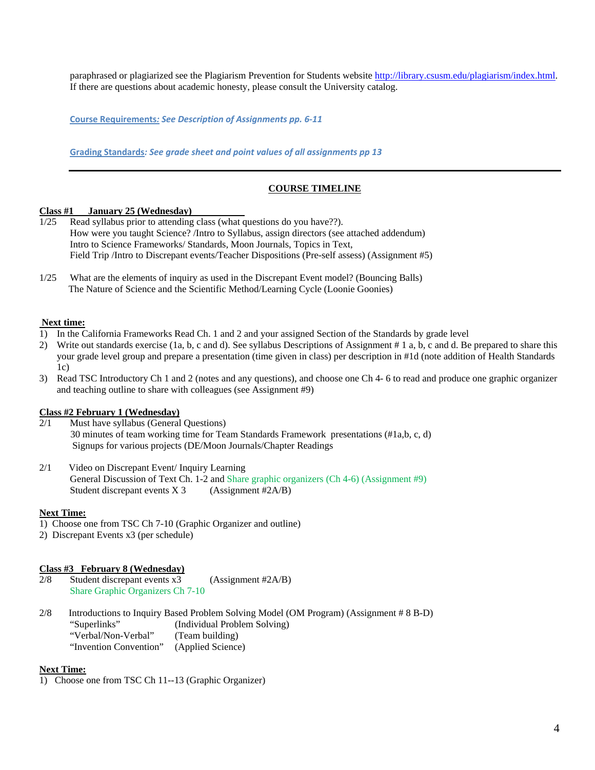paraphrased or plagiarized see the Plagiarism Prevention for Students website http://library.csusm.edu/plagiarism/index.html. If there are questions about academic honesty, please consult the University catalog.

**Course Requirements*: See Description of Assignments pp. 6-11***

**Grading Standards*: See grade sheet and point values of all assignments pp 13***

---

## COURSE TIMELINE

**Class #1 January 25 (Wednesday)**

1/25 Read syllabus prior to attending class (what questions do you have??).
How were you taught Science? /Intro to Syllabus, assign directors (see attached addendum)
Intro to Science Frameworks/ Standards, Moon Journals, Topics in Text,
Field Trip /Intro to Discrepant events/Teacher Dispositions (Pre-self assess) (Assignment #5)

1/25 What are the elements of inquiry as used in the Discrepant Event model? (Bouncing Balls)
The Nature of Science and the Scientific Method/Learning Cycle (Loonie Goonies)

**Next time:**

1) In the California Frameworks Read Ch. 1 and 2 and your assigned Section of the Standards by grade level
2) Write out standards exercise (1a, b, c and d). See syllabus Descriptions of Assignment # 1 a, b, c and d. Be prepared to share this your grade level group and prepare a presentation (time given in class) per description in #1d (note addition of Health Standards 1c)
3) Read TSC Introductory Ch 1 and 2 (notes and any questions), and choose one Ch 4- 6 to read and produce one graphic organizer and teaching outline to share with colleagues (see Assignment #9)

**Class #2 February 1 (Wednesday)**

2/1 Must have syllabus (General Questions)
30 minutes of team working time for Team Standards Framework presentations (#1a,b, c, d)
Signups for various projects (DE/Moon Journals/Chapter Readings

2/1 Video on Discrepant Event/ Inquiry Learning
General Discussion of Text Ch. 1-2 and Share graphic organizers (Ch 4-6) (Assignment #9)
Student discrepant events X 3 (Assignment #2A/B)

**Next Time:**

1) Choose one from TSC Ch 7-10 (Graphic Organizer and outline)
2) Discrepant Events x3 (per schedule)

**Class #3 February 8 (Wednesday)**

2/8 Student discrepant events x3 (Assignment #2A/B)
Share Graphic Organizers Ch 7-10

2/8 Introductions to Inquiry Based Problem Solving Model (OM Program) (Assignment # 8 B-D)
"Superlinks" (Individual Problem Solving)
"Verbal/Non-Verbal" (Team building)
"Invention Convention" (Applied Science)

**Next Time:**

1) Choose one from TSC Ch 11--13 (Graphic Organizer)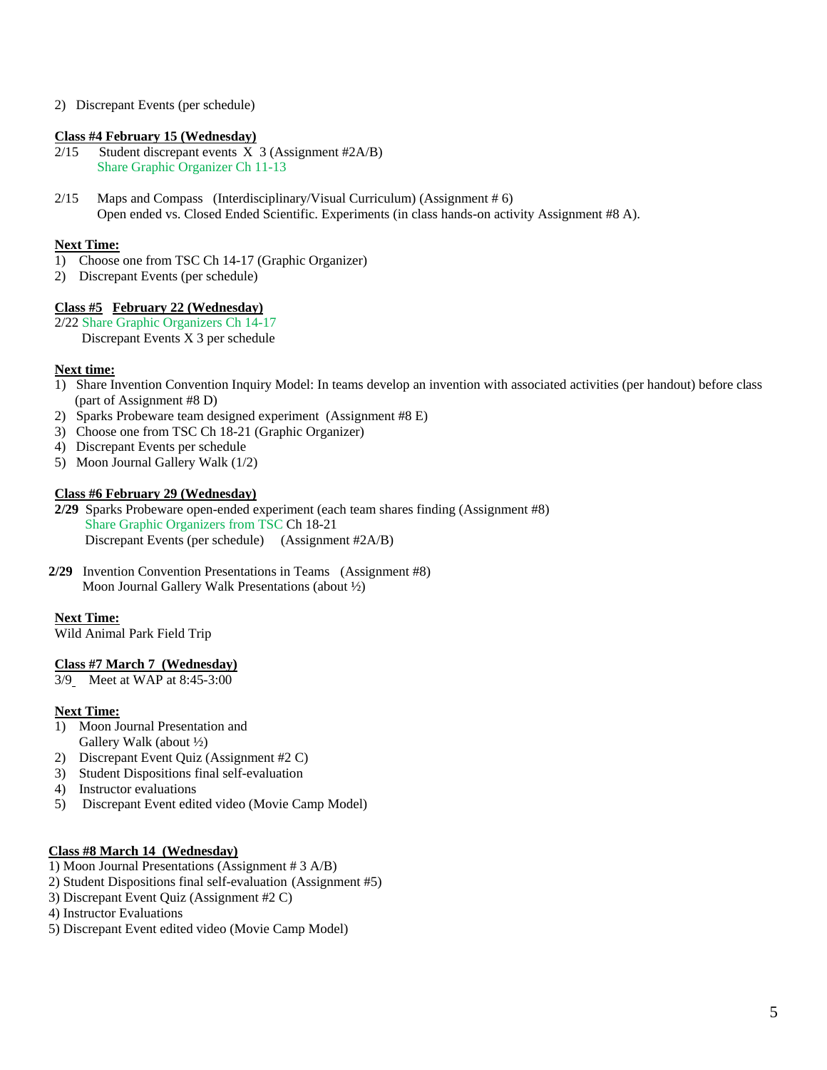2) Discrepant Events (per schedule)

**Class #4 February 15 (Wednesday)**

2/15 Student discrepant events X 3 (Assignment #2A/B)
Share Graphic Organizer Ch 11-13

2/15 Maps and Compass (Interdisciplinary/Visual Curriculum) (Assignment # 6)
Open ended vs. Closed Ended Scientific. Experiments (in class hands-on activity Assignment #8 A).

**Next Time:**

1) Choose one from TSC Ch 14-17 (Graphic Organizer)
2) Discrepant Events (per schedule)

**Class #5 February 22 (Wednesday)**

2/22 Share Graphic Organizers Ch 14-17
Discrepant Events X 3 per schedule

**Next time:**

1) Share Invention Convention Inquiry Model: In teams develop an invention with associated activities (per handout) before class (part of Assignment #8 D)
2) Sparks Probeware team designed experiment (Assignment #8 E)
3) Choose one from TSC Ch 18-21 (Graphic Organizer)
4) Discrepant Events per schedule
5) Moon Journal Gallery Walk (1/2)

**Class #6 February 29 (Wednesday)**

**2/29** Sparks Probeware open-ended experiment (each team shares finding (Assignment #8)
Share Graphic Organizers from TSC Ch 18-21
Discrepant Events (per schedule) (Assignment #2A/B)

**2/29** Invention Convention Presentations in Teams (Assignment #8)
Moon Journal Gallery Walk Presentations (about ½)

**Next Time:**

Wild Animal Park Field Trip

**Class #7 March 7 (Wednesday)**

3/9 Meet at WAP at 8:45-3:00

**Next Time:**

1) Moon Journal Presentation and Gallery Walk (about ½)
2) Discrepant Event Quiz (Assignment #2 C)
3) Student Dispositions final self-evaluation
4) Instructor evaluations
5) Discrepant Event edited video (Movie Camp Model)

**Class #8 March 14 (Wednesday)**

1) Moon Journal Presentations (Assignment # 3 A/B)
2) Student Dispositions final self-evaluation (Assignment #5)
3) Discrepant Event Quiz (Assignment #2 C)
4) Instructor Evaluations
5) Discrepant Event edited video (Movie Camp Model)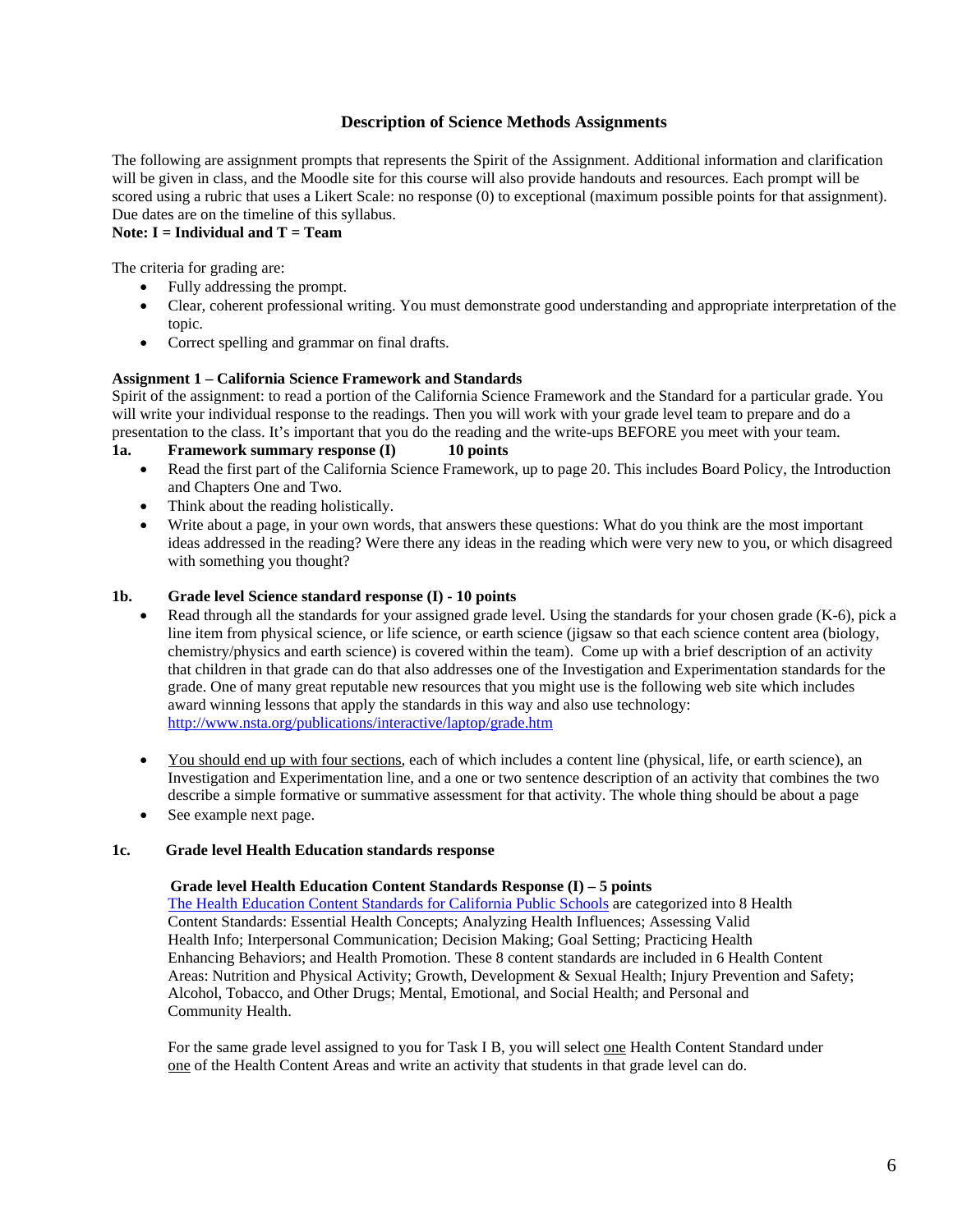## Description of Science Methods Assignments

The following are assignment prompts that represents the Spirit of the Assignment. Additional information and clarification will be given in class, and the Moodle site for this course will also provide handouts and resources. Each prompt will be scored using a rubric that uses a Likert Scale: no response (0) to exceptional (maximum possible points for that assignment). Due dates are on the timeline of this syllabus.

**Note: I = Individual and T = Team**

The criteria for grading are:

- Fully addressing the prompt.
- Clear, coherent professional writing. You must demonstrate good understanding and appropriate interpretation of the topic.
- Correct spelling and grammar on final drafts.

**Assignment 1 – California Science Framework and Standards**

Spirit of the assignment: to read a portion of the California Science Framework and the Standard for a particular grade. You will write your individual response to the readings. Then you will work with your grade level team to prepare and do a presentation to the class. It's important that you do the reading and the write-ups BEFORE you meet with your team.

**1a. Framework summary response (I) 10 points**

- Read the first part of the California Science Framework, up to page 20. This includes Board Policy, the Introduction and Chapters One and Two.
- Think about the reading holistically.
- Write about a page, in your own words, that answers these questions: What do you think are the most important ideas addressed in the reading? Were there any ideas in the reading which were very new to you, or which disagreed with something you thought?

**1b. Grade level Science standard response (I) - 10 points**

- Read through all the standards for your assigned grade level. Using the standards for your chosen grade (K-6), pick a line item from physical science, or life science, or earth science (jigsaw so that each science content area (biology, chemistry/physics and earth science) is covered within the team). Come up with a brief description of an activity that children in that grade can do that also addresses one of the Investigation and Experimentation standards for the grade. One of many great reputable new resources that you might use is the following web site which includes award winning lessons that apply the standards in this way and also use technology: http://www.nsta.org/publications/interactive/laptop/grade.htm
- You should end up with four sections, each of which includes a content line (physical, life, or earth science), an Investigation and Experimentation line, and a one or two sentence description of an activity that combines the two describe a simple formative or summative assessment for that activity. The whole thing should be about a page
- See example next page.

**1c. Grade level Health Education standards response**

**Grade level Health Education Content Standards Response (I) – 5 points**

The Health Education Content Standards for California Public Schools are categorized into 8 Health Content Standards: Essential Health Concepts; Analyzing Health Influences; Assessing Valid Health Info; Interpersonal Communication; Decision Making; Goal Setting; Practicing Health Enhancing Behaviors; and Health Promotion. These 8 content standards are included in 6 Health Content Areas: Nutrition and Physical Activity; Growth, Development & Sexual Health; Injury Prevention and Safety; Alcohol, Tobacco, and Other Drugs; Mental, Emotional, and Social Health; and Personal and Community Health.

For the same grade level assigned to you for Task I B, you will select one Health Content Standard under one of the Health Content Areas and write an activity that students in that grade level can do.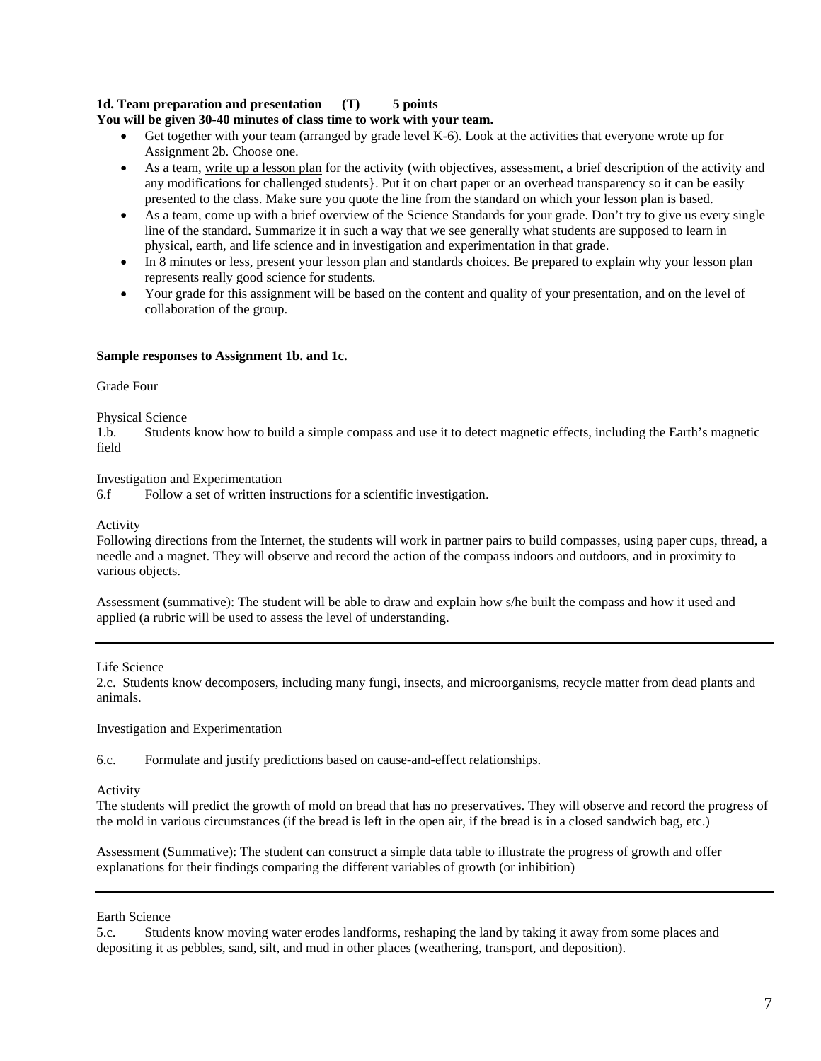**1d. Team preparation and presentation (T) 5 points**
**You will be given 30-40 minutes of class time to work with your team.**

- Get together with your team (arranged by grade level K-6). Look at the activities that everyone wrote up for Assignment 2b. Choose one.
- As a team, write up a lesson plan for the activity (with objectives, assessment, a brief description of the activity and any modifications for challenged students}. Put it on chart paper or an overhead transparency so it can be easily presented to the class. Make sure you quote the line from the standard on which your lesson plan is based.
- As a team, come up with a brief overview of the Science Standards for your grade. Don't try to give us every single line of the standard. Summarize it in such a way that we see generally what students are supposed to learn in physical, earth, and life science and in investigation and experimentation in that grade.
- In 8 minutes or less, present your lesson plan and standards choices. Be prepared to explain why your lesson plan represents really good science for students.
- Your grade for this assignment will be based on the content and quality of your presentation, and on the level of collaboration of the group.

**Sample responses to Assignment 1b. and 1c.**

Grade Four

Physical Science
1.b. Students know how to build a simple compass and use it to detect magnetic effects, including the Earth's magnetic field

Investigation and Experimentation
6.f Follow a set of written instructions for a scientific investigation.

Activity
Following directions from the Internet, the students will work in partner pairs to build compasses, using paper cups, thread, a needle and a magnet. They will observe and record the action of the compass indoors and outdoors, and in proximity to various objects.

Assessment (summative): The student will be able to draw and explain how s/he built the compass and how it used and applied (a rubric will be used to assess the level of understanding.

---

Life Science
2.c. Students know decomposers, including many fungi, insects, and microorganisms, recycle matter from dead plants and animals.

Investigation and Experimentation

6.c. Formulate and justify predictions based on cause-and-effect relationships.

Activity
The students will predict the growth of mold on bread that has no preservatives. They will observe and record the progress of the mold in various circumstances (if the bread is left in the open air, if the bread is in a closed sandwich bag, etc.)

Assessment (Summative): The student can construct a simple data table to illustrate the progress of growth and offer explanations for their findings comparing the different variables of growth (or inhibition)

---

Earth Science
5.c. Students know moving water erodes landforms, reshaping the land by taking it away from some places and depositing it as pebbles, sand, silt, and mud in other places (weathering, transport, and deposition).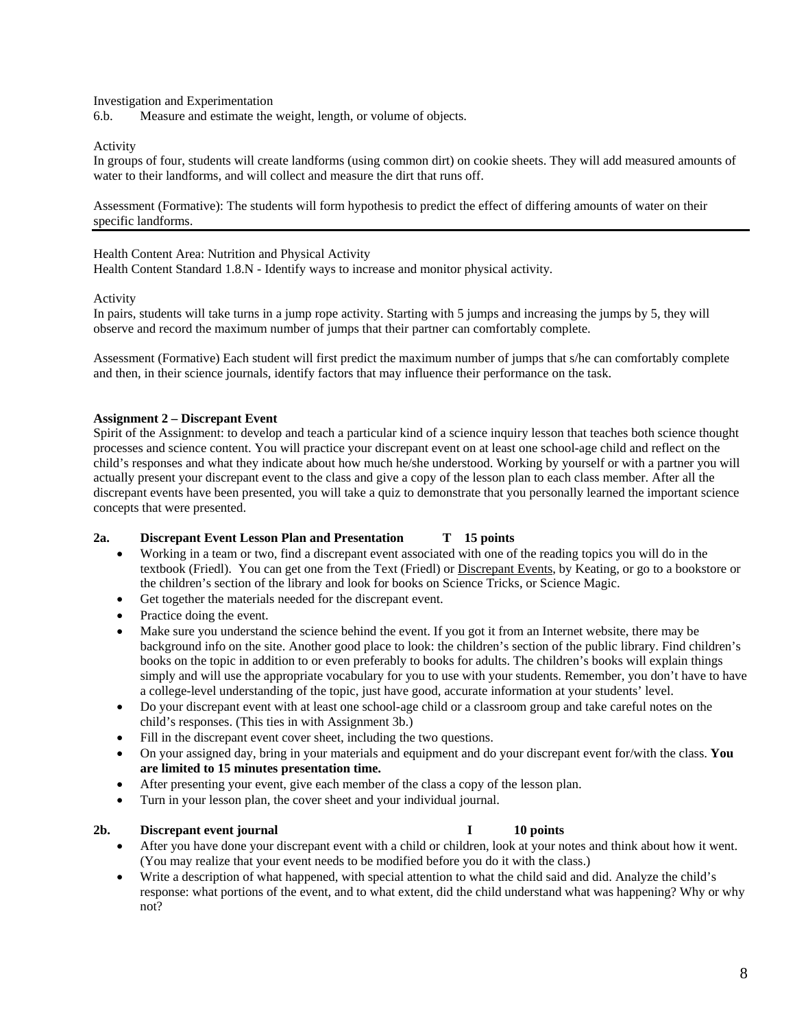Investigation and Experimentation

6.b. Measure and estimate the weight, length, or volume of objects.

Activity

In groups of four, students will create landforms (using common dirt) on cookie sheets. They will add measured amounts of water to their landforms, and will collect and measure the dirt that runs off.

Assessment (Formative): The students will form hypothesis to predict the effect of differing amounts of water on their specific landforms.

---

Health Content Area: Nutrition and Physical Activity

Health Content Standard 1.8.N - Identify ways to increase and monitor physical activity.

Activity

In pairs, students will take turns in a jump rope activity. Starting with 5 jumps and increasing the jumps by 5, they will observe and record the maximum number of jumps that their partner can comfortably complete.

Assessment (Formative) Each student will first predict the maximum number of jumps that s/he can comfortably complete and then, in their science journals, identify factors that may influence their performance on the task.

**Assignment 2 – Discrepant Event**

Spirit of the Assignment: to develop and teach a particular kind of a science inquiry lesson that teaches both science thought processes and science content. You will practice your discrepant event on at least one school-age child and reflect on the child's responses and what they indicate about how much he/she understood. Working by yourself or with a partner you will actually present your discrepant event to the class and give a copy of the lesson plan to each class member. After all the discrepant events have been presented, you will take a quiz to demonstrate that you personally learned the important science concepts that were presented.

**2a. Discrepant Event Lesson Plan and Presentation T 15 points**

- Working in a team or two, find a discrepant event associated with one of the reading topics you will do in the textbook (Friedl). You can get one from the Text (Friedl) or <u>Discrepant Events</u>, by Keating, or go to a bookstore or the children's section of the library and look for books on Science Tricks, or Science Magic.
- Get together the materials needed for the discrepant event.
- Practice doing the event.
- Make sure you understand the science behind the event. If you got it from an Internet website, there may be background info on the site. Another good place to look: the children's section of the public library. Find children's books on the topic in addition to or even preferably to books for adults. The children's books will explain things simply and will use the appropriate vocabulary for you to use with your students. Remember, you don't have to have a college-level understanding of the topic, just have good, accurate information at your students' level.
- Do your discrepant event with at least one school-age child or a classroom group and take careful notes on the child's responses. (This ties in with Assignment 3b.)
- Fill in the discrepant event cover sheet, including the two questions.
- On your assigned day, bring in your materials and equipment and do your discrepant event for/with the class. **You are limited to 15 minutes presentation time.**
- After presenting your event, give each member of the class a copy of the lesson plan.
- Turn in your lesson plan, the cover sheet and your individual journal.

**2b. Discrepant event journal I 10 points**

- After you have done your discrepant event with a child or children, look at your notes and think about how it went. (You may realize that your event needs to be modified before you do it with the class.)
- Write a description of what happened, with special attention to what the child said and did. Analyze the child's response: what portions of the event, and to what extent, did the child understand what was happening? Why or why not?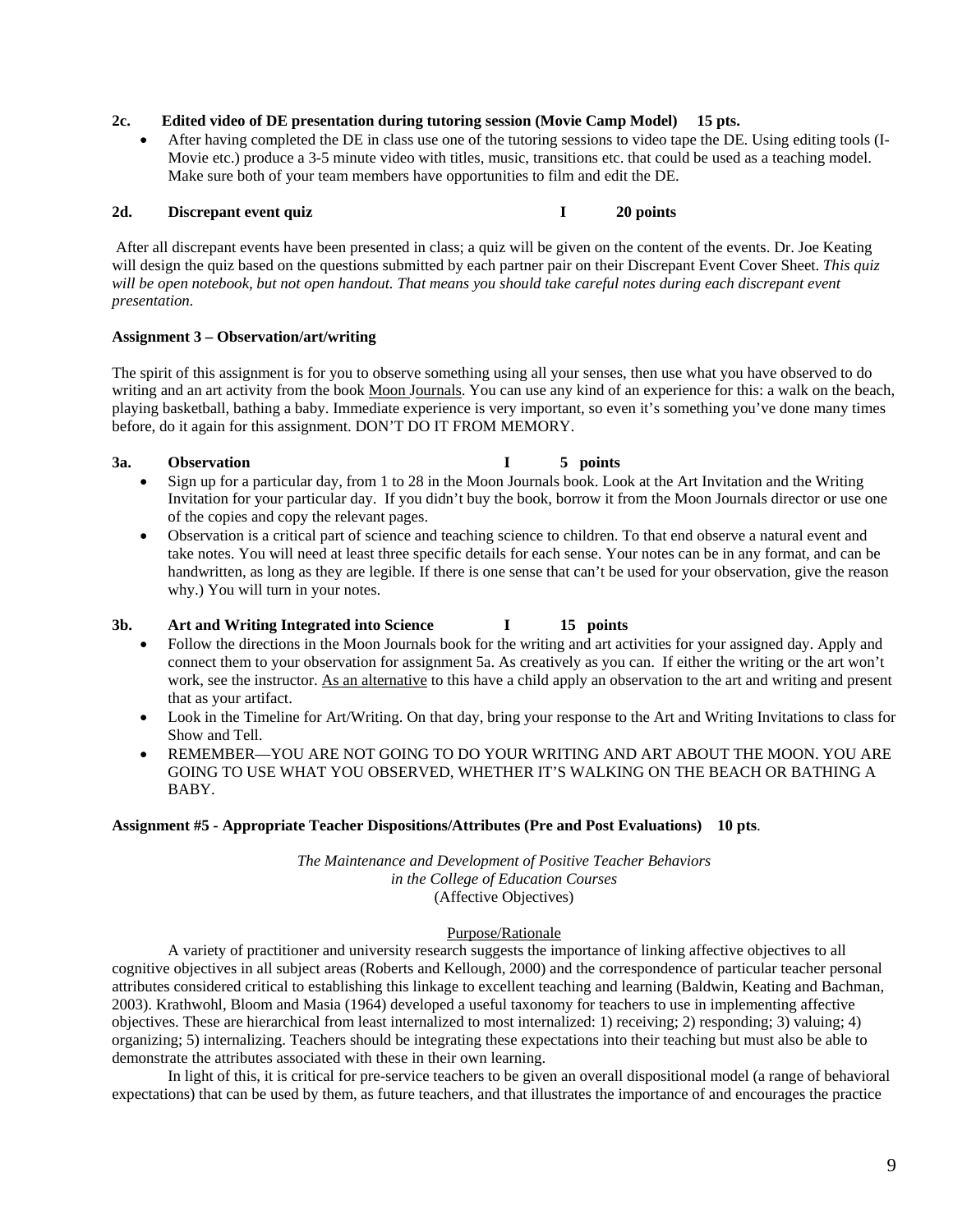**2c. Edited video of DE presentation during tutoring session (Movie Camp Model) 15 pts.**

- After having completed the DE in class use one of the tutoring sessions to video tape the DE. Using editing tools (I-Movie etc.) produce a 3-5 minute video with titles, music, transitions etc. that could be used as a teaching model. Make sure both of your team members have opportunities to film and edit the DE.

**2d. Discrepant event quiz I 20 points**

After all discrepant events have been presented in class; a quiz will be given on the content of the events. Dr. Joe Keating will design the quiz based on the questions submitted by each partner pair on their Discrepant Event Cover Sheet. *This quiz will be open notebook, but not open handout. That means you should take careful notes during each discrepant event presentation.*

**Assignment 3 – Observation/art/writing**

The spirit of this assignment is for you to observe something using all your senses, then use what you have observed to do writing and an art activity from the book Moon Journals. You can use any kind of an experience for this: a walk on the beach, playing basketball, bathing a baby. Immediate experience is very important, so even it's something you've done many times before, do it again for this assignment. DON'T DO IT FROM MEMORY.

**3a. Observation I 5 points**

- Sign up for a particular day, from 1 to 28 in the Moon Journals book. Look at the Art Invitation and the Writing Invitation for your particular day. If you didn't buy the book, borrow it from the Moon Journals director or use one of the copies and copy the relevant pages.
- Observation is a critical part of science and teaching science to children. To that end observe a natural event and take notes. You will need at least three specific details for each sense. Your notes can be in any format, and can be handwritten, as long as they are legible. If there is one sense that can't be used for your observation, give the reason why.) You will turn in your notes.

**3b. Art and Writing Integrated into Science I 15 points**

- Follow the directions in the Moon Journals book for the writing and art activities for your assigned day. Apply and connect them to your observation for assignment 5a. As creatively as you can. If either the writing or the art won't work, see the instructor. As an alternative to this have a child apply an observation to the art and writing and present that as your artifact.
- Look in the Timeline for Art/Writing. On that day, bring your response to the Art and Writing Invitations to class for Show and Tell.
- REMEMBER—YOU ARE NOT GOING TO DO YOUR WRITING AND ART ABOUT THE MOON. YOU ARE GOING TO USE WHAT YOU OBSERVED, WHETHER IT'S WALKING ON THE BEACH OR BATHING A BABY.

**Assignment #5 - Appropriate Teacher Dispositions/Attributes (Pre and Post Evaluations) 10 pts**.

*The Maintenance and Development of Positive Teacher Behaviors*
*in the College of Education Courses*
(Affective Objectives)

Purpose/Rationale

A variety of practitioner and university research suggests the importance of linking affective objectives to all cognitive objectives in all subject areas (Roberts and Kellough, 2000) and the correspondence of particular teacher personal attributes considered critical to establishing this linkage to excellent teaching and learning (Baldwin, Keating and Bachman, 2003). Krathwohl, Bloom and Masia (1964) developed a useful taxonomy for teachers to use in implementing affective objectives. These are hierarchical from least internalized to most internalized: 1) receiving; 2) responding; 3) valuing; 4) organizing; 5) internalizing. Teachers should be integrating these expectations into their teaching but must also be able to demonstrate the attributes associated with these in their own learning.

In light of this, it is critical for pre-service teachers to be given an overall dispositional model (a range of behavioral expectations) that can be used by them, as future teachers, and that illustrates the importance of and encourages the practice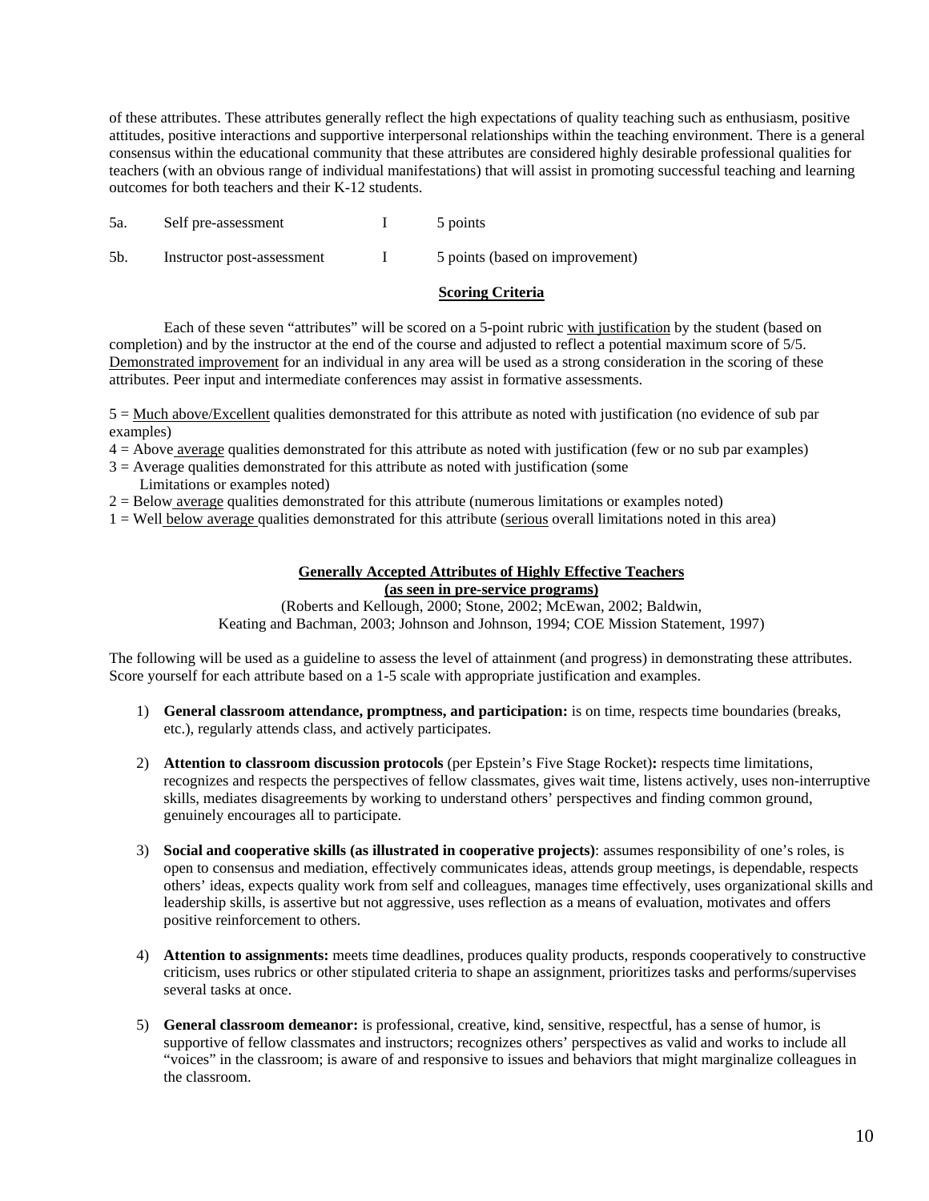of these attributes. These attributes generally reflect the high expectations of quality teaching such as enthusiasm, positive attitudes, positive interactions and supportive interpersonal relationships within the teaching environment. There is a general consensus within the educational community that these attributes are considered highly desirable professional qualities for teachers (with an obvious range of individual manifestations) that will assist in promoting successful teaching and learning outcomes for both teachers and their K-12 students.

| | | | |
|---|---|---|---|
| 5a. | Self pre-assessment | I | 5 points |
| 5b. | Instructor post-assessment | I | 5 points (based on improvement) |

**Scoring Criteria**

Each of these seven "attributes" will be scored on a 5-point rubric with justification by the student (based on completion) and by the instructor at the end of the course and adjusted to reflect a potential maximum score of 5/5. Demonstrated improvement for an individual in any area will be used as a strong consideration in the scoring of these attributes. Peer input and intermediate conferences may assist in formative assessments.

5 = Much above/Excellent qualities demonstrated for this attribute as noted with justification (no evidence of sub par examples)
4 = Above average qualities demonstrated for this attribute as noted with justification (few or no sub par examples)
3 = Average qualities demonstrated for this attribute as noted with justification (some Limitations or examples noted)
2 = Below average qualities demonstrated for this attribute (numerous limitations or examples noted)
1 = Well below average qualities demonstrated for this attribute (serious overall limitations noted in this area)

**Generally Accepted Attributes of Highly Effective Teachers**
**(as seen in pre-service programs)**
(Roberts and Kellough, 2000; Stone, 2002; McEwan, 2002; Baldwin, Keating and Bachman, 2003; Johnson and Johnson, 1994; COE Mission Statement, 1997)

The following will be used as a guideline to assess the level of attainment (and progress) in demonstrating these attributes. Score yourself for each attribute based on a 1-5 scale with appropriate justification and examples.

1) **General classroom attendance, promptness, and participation:** is on time, respects time boundaries (breaks, etc.), regularly attends class, and actively participates.

2) **Attention to classroom discussion protocols** (per Epstein's Five Stage Rocket)**:** respects time limitations, recognizes and respects the perspectives of fellow classmates, gives wait time, listens actively, uses non-interruptive skills, mediates disagreements by working to understand others' perspectives and finding common ground, genuinely encourages all to participate.

3) **Social and cooperative skills (as illustrated in cooperative projects)**: assumes responsibility of one's roles, is open to consensus and mediation, effectively communicates ideas, attends group meetings, is dependable, respects others' ideas, expects quality work from self and colleagues, manages time effectively, uses organizational skills and leadership skills, is assertive but not aggressive, uses reflection as a means of evaluation, motivates and offers positive reinforcement to others.

4) **Attention to assignments:** meets time deadlines, produces quality products, responds cooperatively to constructive criticism, uses rubrics or other stipulated criteria to shape an assignment, prioritizes tasks and performs/supervises several tasks at once.

5) **General classroom demeanor:** is professional, creative, kind, sensitive, respectful, has a sense of humor, is supportive of fellow classmates and instructors; recognizes others' perspectives as valid and works to include all "voices" in the classroom; is aware of and responsive to issues and behaviors that might marginalize colleagues in the classroom.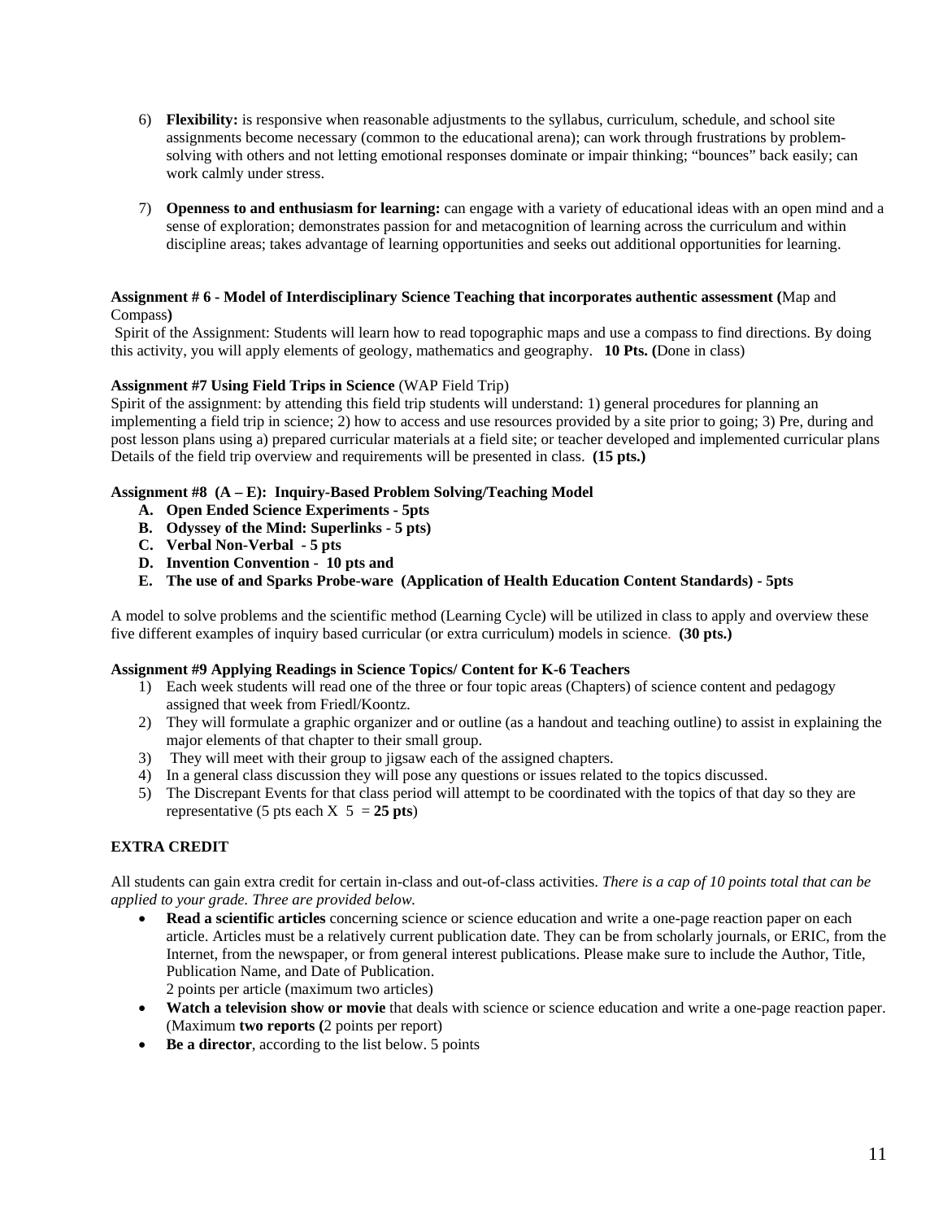6) **Flexibility:** is responsive when reasonable adjustments to the syllabus, curriculum, schedule, and school site assignments become necessary (common to the educational arena); can work through frustrations by problem-solving with others and not letting emotional responses dominate or impair thinking; "bounces" back easily; can work calmly under stress.

7) **Openness to and enthusiasm for learning:** can engage with a variety of educational ideas with an open mind and a sense of exploration; demonstrates passion for and metacognition of learning across the curriculum and within discipline areas; takes advantage of learning opportunities and seeks out additional opportunities for learning.

**Assignment # 6 - Model of Interdisciplinary Science Teaching that incorporates authentic assessment (**Map and Compass**)**

Spirit of the Assignment: Students will learn how to read topographic maps and use a compass to find directions. By doing this activity, you will apply elements of geology, mathematics and geography. **10 Pts. (**Done in class)

**Assignment #7 Using Field Trips in Science** (WAP Field Trip)

Spirit of the assignment: by attending this field trip students will understand: 1) general procedures for planning an implementing a field trip in science; 2) how to access and use resources provided by a site prior to going; 3) Pre, during and post lesson plans using a) prepared curricular materials at a field site; or teacher developed and implemented curricular plans Details of the field trip overview and requirements will be presented in class. **(15 pts.)**

**Assignment #8 (A – E): Inquiry-Based Problem Solving/Teaching Model**

A. **Open Ended Science Experiments - 5pts**
B. **Odyssey of the Mind: Superlinks - 5 pts)**
C. **Verbal Non-Verbal - 5 pts**
D. **Invention Convention - 10 pts and**
E. **The use of and Sparks Probe-ware (Application of Health Education Content Standards) - 5pts**

A model to solve problems and the scientific method (Learning Cycle) will be utilized in class to apply and overview these five different examples of inquiry based curricular (or extra curriculum) models in science. **(30 pts.)**

**Assignment #9 Applying Readings in Science Topics/ Content for K-6 Teachers**

1) Each week students will read one of the three or four topic areas (Chapters) of science content and pedagogy assigned that week from Friedl/Koontz.
2) They will formulate a graphic organizer and or outline (as a handout and teaching outline) to assist in explaining the major elements of that chapter to their small group.
3) They will meet with their group to jigsaw each of the assigned chapters.
4) In a general class discussion they will pose any questions or issues related to the topics discussed.
5) The Discrepant Events for that class period will attempt to be coordinated with the topics of that day so they are representative (5 pts each X 5 = **25 pts**)

**EXTRA CREDIT**

All students can gain extra credit for certain in-class and out-of-class activities. *There is a cap of 10 points total that can be applied to your grade. Three are provided below.*

- **Read a scientific articles** concerning science or science education and write a one-page reaction paper on each article. Articles must be a relatively current publication date. They can be from scholarly journals, or ERIC, from the Internet, from the newspaper, or from general interest publications. Please make sure to include the Author, Title, Publication Name, and Date of Publication.
  2 points per article (maximum two articles)
- **Watch a television show or movie** that deals with science or science education and write a one-page reaction paper. (Maximum **two reports (**2 points per report)
- **Be a director**, according to the list below. 5 points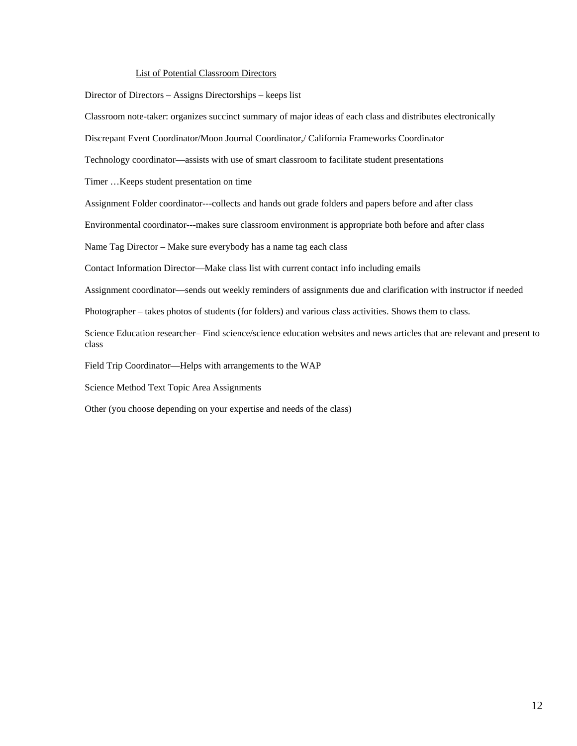List of Potential Classroom Directors

Director of Directors – Assigns Directorships – keeps list

Classroom note-taker: organizes succinct summary of major ideas of each class and distributes electronically

Discrepant Event Coordinator/Moon Journal Coordinator,/ California Frameworks Coordinator

Technology coordinator—assists with use of smart classroom to facilitate student presentations

Timer …Keeps student presentation on time

Assignment Folder coordinator---collects and hands out grade folders and papers before and after class

Environmental coordinator---makes sure classroom environment is appropriate both before and after class

Name Tag Director – Make sure everybody has a name tag each class

Contact Information Director—Make class list with current contact info including emails

Assignment coordinator—sends out weekly reminders of assignments due and clarification with instructor if needed

Photographer – takes photos of students (for folders) and various class activities. Shows them to class.

Science Education researcher– Find science/science education websites and news articles that are relevant and present to class

Field Trip Coordinator—Helps with arrangements to the WAP

Science Method Text Topic Area Assignments

Other (you choose depending on your expertise and needs of the class)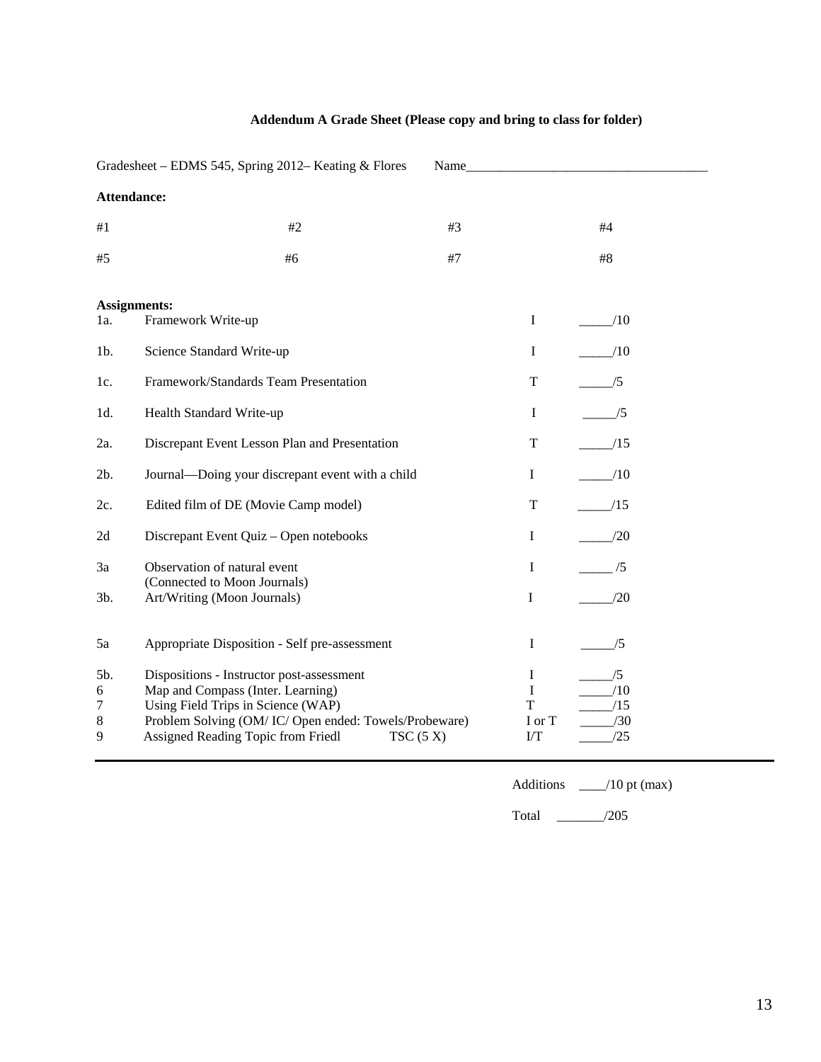**Addendum A Grade Sheet (Please copy and bring to class for folder)**

Gradesheet – EDMS 545, Spring 2012– Keating & Flores Name_____________________________________

**Attendance:**

| #1 | #2 | #3 | #4 |
|---|---|---|---|
| #5 | #6 | #7 | #8 |

**Assignments:**

| | | | |
|---|---|---|---|
| 1a. | Framework Write-up | I | _____/10 |
| 1b. | Science Standard Write-up | I | _____/10 |
| 1c. | Framework/Standards Team Presentation | T | _____/5 |
| 1d. | Health Standard Write-up | I | _____/5 |
| 2a. | Discrepant Event Lesson Plan and Presentation | T | _____/15 |
| 2b. | Journal—Doing your discrepant event with a child | I | _____/10 |
| 2c. | Edited film of DE (Movie Camp model) | T | _____/15 |
| 2d | Discrepant Event Quiz – Open notebooks | I | _____/20 |
| 3a | Observation of natural event (Connected to Moon Journals) | I | _____ /5 |
| 3b. | Art/Writing (Moon Journals) | I | _____/20 |
| 5a | Appropriate Disposition - Self pre-assessment | I | _____/5 |
| 5b. | Dispositions - Instructor post-assessment | I | _____/5 |
| 6 | Map and Compass (Inter. Learning) | I | _____/10 |
| 7 | Using Field Trips in Science (WAP) | T | _____/15 |
| 8 | Problem Solving (OM/ IC/ Open ended: Towels/Probeware) | I or T | _____/30 |
| 9 | Assigned Reading Topic from Friedl TSC (5 X) | I/T | _____/25 |

Additions ____/10 pt (max)

Total _______/205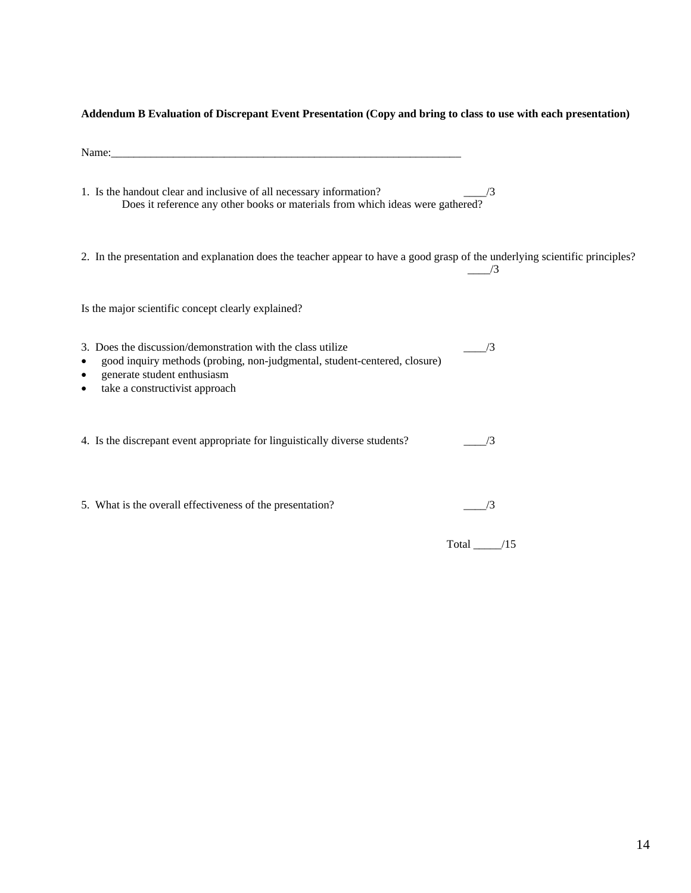**Addendum B Evaluation of Discrepant Event Presentation (Copy and bring to class to use with each presentation)**

Name:_________________________________________________________________

1. Is the handout clear and inclusive of all necessary information? ____/3
   Does it reference any other books or materials from which ideas were gathered?

2. In the presentation and explanation does the teacher appear to have a good grasp of the underlying scientific principles? ____/3

Is the major scientific concept clearly explained?

3. Does the discussion/demonstration with the class utilize ____/3

- good inquiry methods (probing, non-judgmental, student-centered, closure)
- generate student enthusiasm
- take a constructivist approach

4. Is the discrepant event appropriate for linguistically diverse students? ____/3

5. What is the overall effectiveness of the presentation? ____/3

Total _____/15